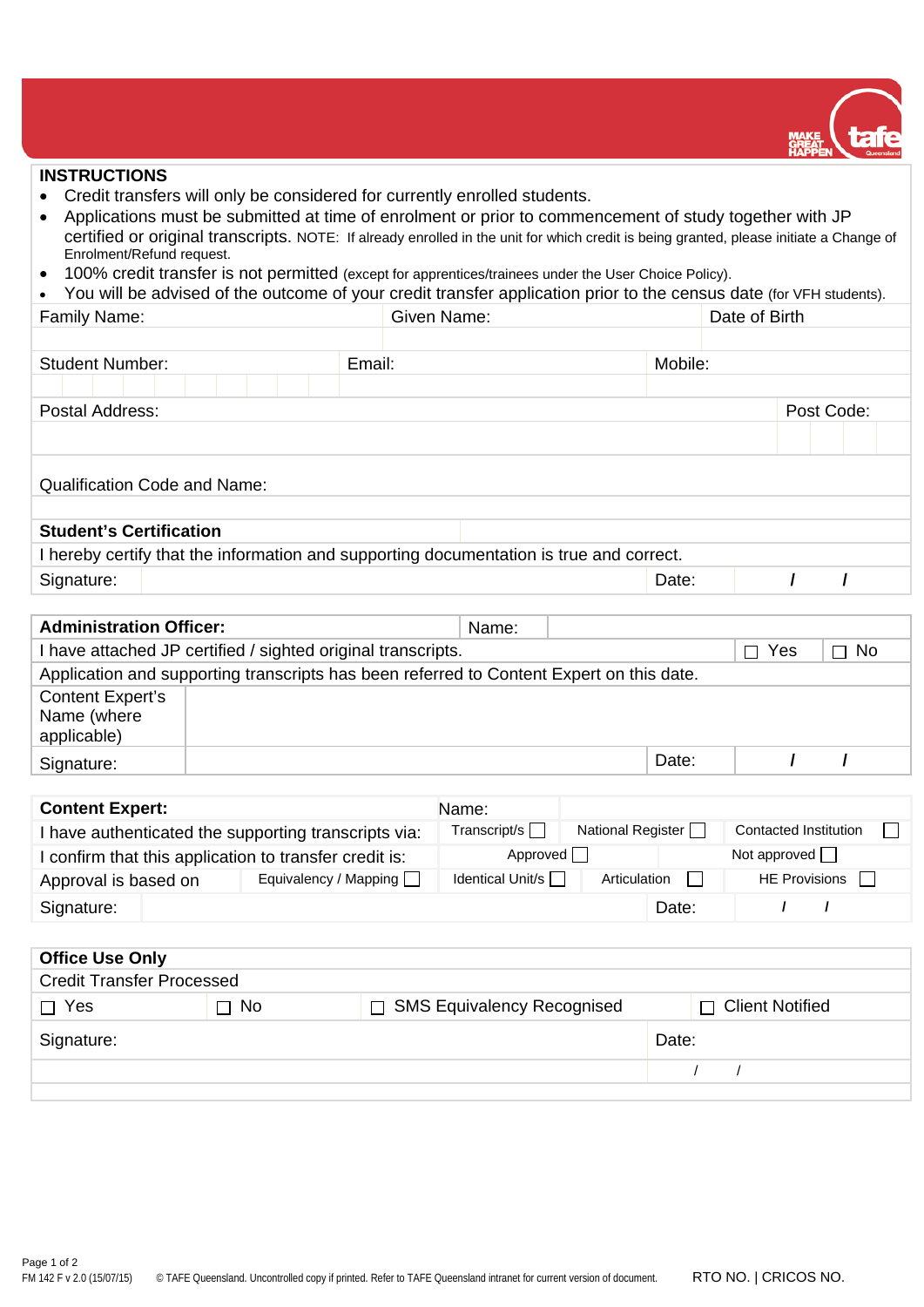## INSTRUCTIONS

- Credit transfers will only be considered for currently enrolled students.
- Applications must be submitted at time of enrolment or prior to commencement of study together with JP certified or original transcripts. NOTE: If already enrolled in the unit for which credit is being granted, please initiate a Change of Enrolment/Refund request.
- 100% credit transfer is not permitted (except for apprentices/trainees under the User Choice Policy).
- You will be advised of the outcome of your credit transfer application prior to the census date (for VFH students).

| Family Name: | Given Name: | Date of Birth |
|---|---|---|
| | | |

| Student Number: | Email: | Mobile: |
|---|---|---|
| | | |

| Postal Address: | Post Code: |
|---|---|
| | |

| Qualification Code and Name: |
|---|
| |

| **Student's Certification** | | |
|---|---|---|
| I hereby certify that the information and supporting documentation is true and correct. | | |
| Signature: | Date: | / / |

| **Administration Officer:** | Name: | | |
|---|---|---|---|
| I have attached JP certified / sighted original transcripts. | | ☐ Yes | ☐ No |
| Application and supporting transcripts has been referred to Content Expert on this date. | | | |
| Content Expert's Name (where applicable) | | | |
| Signature: | | Date: | / / |

| **Content Expert:** | Name: | | |
|---|---|---|---|
| I have authenticated the supporting transcripts via: | Transcript/s ☐ | National Register ☐ | Contacted Institution ☐ |
| I confirm that this application to transfer credit is: | Approved ☐ | | Not approved ☐ |
| Approval is based on | Equivalency / Mapping ☐ | Identical Unit/s ☐ | Articulation ☐ | HE Provisions ☐ |
| Signature: | | Date: | / / |

| **Office Use Only** | | | |
|---|---|---|---|
| Credit Transfer Processed | | | |
| ☐ Yes | ☐ No | ☐ SMS Equivalency Recognised | ☐ Client Notified |
| Signature: | | Date: | |
| | | / / | |

FM 142 F v 2.0 (15/07/15) © TAFE Queensland. Uncontrolled copy if printed. Refer to TAFE Queensland intranet for current version of document. RTO NO. | CRICOS NO.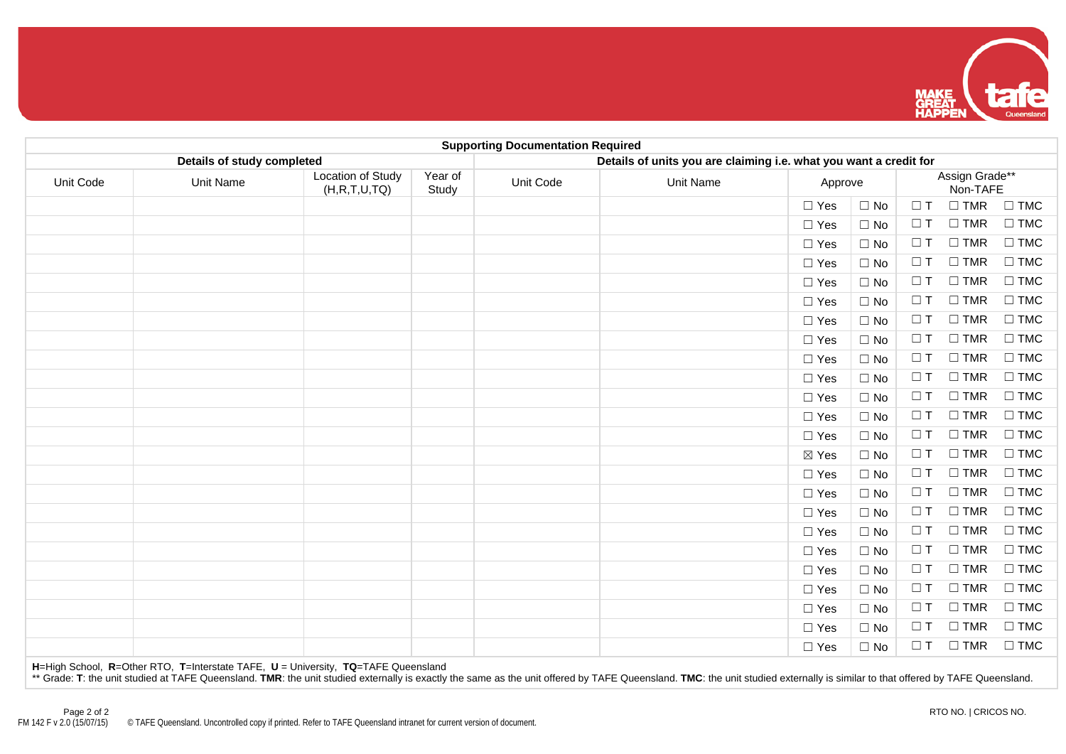| Supporting Documentation Required | | | | | | | | | | |
|---|---|---|---|---|---|---|---|---|---|---|
| **Details of study completed** | | | | **Details of units you are claiming i.e. what you want a credit for** | | | | | | |
| Unit Code | Unit Name | Location of Study (H,R,T,U,TQ) | Year of Study | Unit Code | Unit Name | Approve | | Assign Grade** Non-TAFE | | |
| | | | | | | ☐ Yes | ☐ No | ☐ T | ☐ TMR | ☐ TMC |
| | | | | | | ☐ Yes | ☐ No | ☐ T | ☐ TMR | ☐ TMC |
| | | | | | | ☐ Yes | ☐ No | ☐ T | ☐ TMR | ☐ TMC |
| | | | | | | ☐ Yes | ☐ No | ☐ T | ☐ TMR | ☐ TMC |
| | | | | | | ☐ Yes | ☐ No | ☐ T | ☐ TMR | ☐ TMC |
| | | | | | | ☐ Yes | ☐ No | ☐ T | ☐ TMR | ☐ TMC |
| | | | | | | ☐ Yes | ☐ No | ☐ T | ☐ TMR | ☐ TMC |
| | | | | | | ☐ Yes | ☐ No | ☐ T | ☐ TMR | ☐ TMC |
| | | | | | | ☐ Yes | ☐ No | ☐ T | ☐ TMR | ☐ TMC |
| | | | | | | ☐ Yes | ☐ No | ☐ T | ☐ TMR | ☐ TMC |
| | | | | | | ☐ Yes | ☐ No | ☐ T | ☐ TMR | ☐ TMC |
| | | | | | | ☐ Yes | ☐ No | ☐ T | ☐ TMR | ☐ TMC |
| | | | | | | ☐ Yes | ☐ No | ☐ T | ☐ TMR | ☐ TMC |
| | | | | | | ☒ Yes | ☐ No | ☐ T | ☐ TMR | ☐ TMC |
| | | | | | | ☐ Yes | ☐ No | ☐ T | ☐ TMR | ☐ TMC |
| | | | | | | ☐ Yes | ☐ No | ☐ T | ☐ TMR | ☐ TMC |
| | | | | | | ☐ Yes | ☐ No | ☐ T | ☐ TMR | ☐ TMC |
| | | | | | | ☐ Yes | ☐ No | ☐ T | ☐ TMR | ☐ TMC |
| | | | | | | ☐ Yes | ☐ No | ☐ T | ☐ TMR | ☐ TMC |
| | | | | | | ☐ Yes | ☐ No | ☐ T | ☐ TMR | ☐ TMC |
| | | | | | | ☐ Yes | ☐ No | ☐ T | ☐ TMR | ☐ TMC |
| | | | | | | ☐ Yes | ☐ No | ☐ T | ☐ TMR | ☐ TMC |
| | | | | | | ☐ Yes | ☐ No | ☐ T | ☐ TMR | ☐ TMC |
| | | | | | | ☐ Yes | ☐ No | ☐ T | ☐ TMR | ☐ TMC |

**H**=High School, **R**=Other RTO, **T**=Interstate TAFE, **U** = University, **TQ**=TAFE Queensland

** Grade: **T**: the unit studied at TAFE Queensland. **TMR**: the unit studied externally is exactly the same as the unit offered by TAFE Queensland. **TMC**: the unit studied externally is similar to that offered by TAFE Queensland.

FM 142 F v 2.0 (15/07/15) © TAFE Queensland. Uncontrolled copy if printed. Refer to TAFE Queensland intranet for current version of document.

RTO NO. | CRICOS NO.